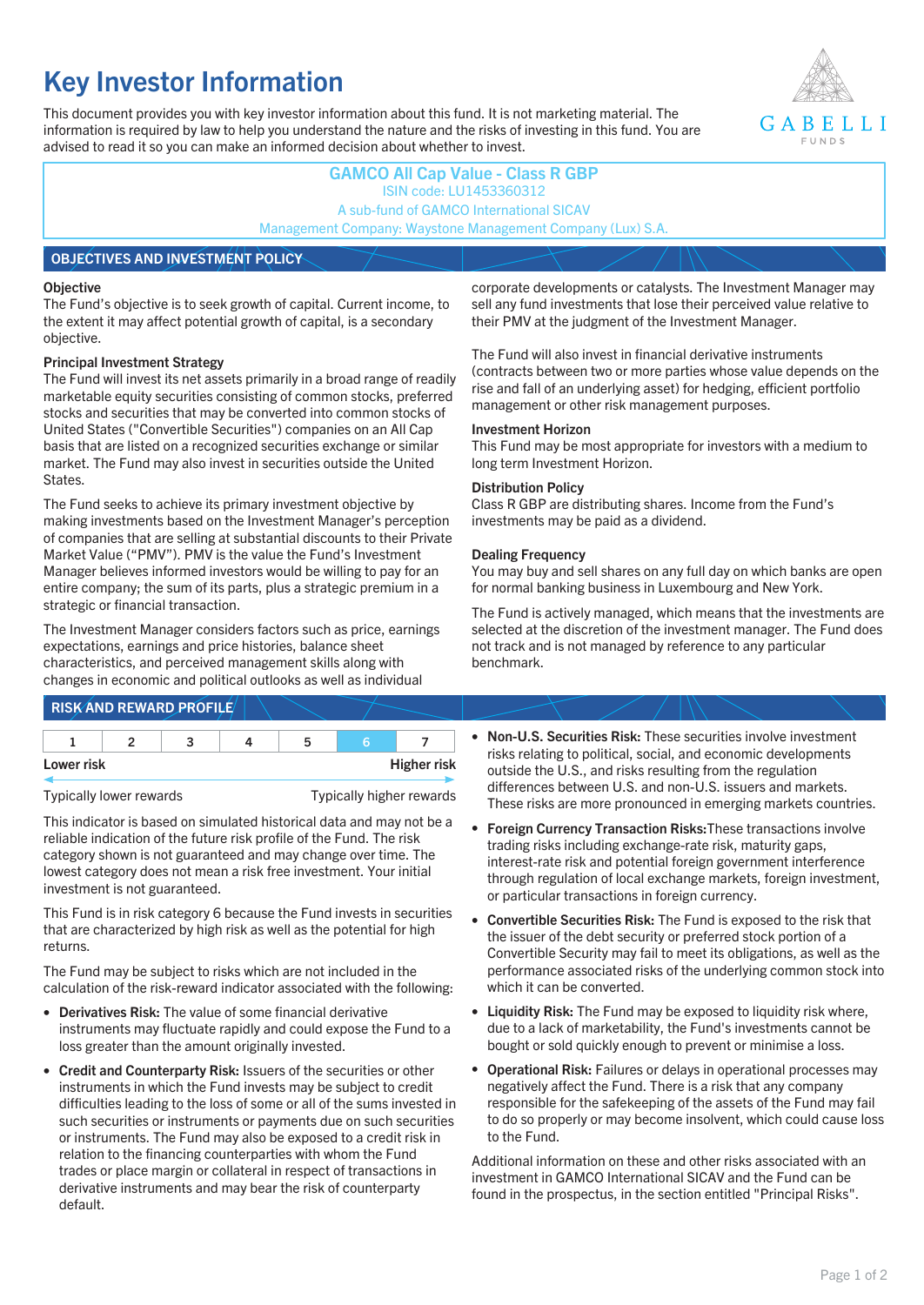# Key Investor Information

This document provides you with key investor information about this fund. It is not marketing material. The information is required by law to help you understand the nature and the risks of investing in this fund. You are advised to read it so you can make an informed decision about whether to invest.

**GAMCO All Cap Value - Class R GBP**
ISIN code: LU1453360312
A sub-fund of GAMCO International SICAV
Management Company: Waystone Management Company (Lux) S.A.

## OBJECTIVES AND INVESTMENT POLICY

**Objective**
The Fund's objective is to seek growth of capital. Current income, to the extent it may affect potential growth of capital, is a secondary objective.

**Principal Investment Strategy**
The Fund will invest its net assets primarily in a broad range of readily marketable equity securities consisting of common stocks, preferred stocks and securities that may be converted into common stocks of United States ("Convertible Securities") companies on an All Cap basis that are listed on a recognized securities exchange or similar market. The Fund may also invest in securities outside the United States.

The Fund seeks to achieve its primary investment objective by making investments based on the Investment Manager's perception of companies that are selling at substantial discounts to their Private Market Value ("PMV"). PMV is the value the Fund's Investment Manager believes informed investors would be willing to pay for an entire company; the sum of its parts, plus a strategic premium in a strategic or financial transaction.

The Investment Manager considers factors such as price, earnings expectations, earnings and price histories, balance sheet characteristics, and perceived management skills along with changes in economic and political outlooks as well as individual corporate developments or catalysts. The Investment Manager may sell any fund investments that lose their perceived value relative to their PMV at the judgment of the Investment Manager.

The Fund will also invest in financial derivative instruments (contracts between two or more parties whose value depends on the rise and fall of an underlying asset) for hedging, efficient portfolio management or other risk management purposes.

**Investment Horizon**
This Fund may be most appropriate for investors with a medium to long term Investment Horizon.

**Distribution Policy**
Class R GBP are distributing shares. Income from the Fund's investments may be paid as a dividend.

**Dealing Frequency**
You may buy and sell shares on any full day on which banks are open for normal banking business in Luxembourg and New York.

The Fund is actively managed, which means that the investments are selected at the discretion of the investment manager. The Fund does not track and is not managed by reference to any particular benchmark.

## RISK AND REWARD PROFILE

| 1 | 2 | 3 | 4 | 5 | **6** | 7 |
|---|---|---|---|---|---|---|

Lower risk — Higher risk

Typically lower rewards — Typically higher rewards

This indicator is based on simulated historical data and may not be a reliable indication of the future risk profile of the Fund. The risk category shown is not guaranteed and may change over time. The lowest category does not mean a risk free investment. Your initial investment is not guaranteed.

This Fund is in risk category 6 because the Fund invests in securities that are characterized by high risk as well as the potential for high returns.

The Fund may be subject to risks which are not included in the calculation of the risk-reward indicator associated with the following:

- **Derivatives Risk:** The value of some financial derivative instruments may fluctuate rapidly and could expose the Fund to a loss greater than the amount originally invested.
- **Credit and Counterparty Risk:** Issuers of the securities or other instruments in which the Fund invests may be subject to credit difficulties leading to the loss of some or all of the sums invested in such securities or instruments or payments due on such securities or instruments. The Fund may also be exposed to a credit risk in relation to the financing counterparties with whom the Fund trades or place margin or collateral in respect of transactions in derivative instruments and may bear the risk of counterparty default.
- **Non-U.S. Securities Risk:** These securities involve investment risks relating to political, social, and economic developments outside the U.S., and risks resulting from the regulation differences between U.S. and non-U.S. issuers and markets. These risks are more pronounced in emerging markets countries.
- **Foreign Currency Transaction Risks:** These transactions involve trading risks including exchange-rate risk, maturity gaps, interest-rate risk and potential foreign government interference through regulation of local exchange markets, foreign investment, or particular transactions in foreign currency.
- **Convertible Securities Risk:** The Fund is exposed to the risk that the issuer of the debt security or preferred stock portion of a Convertible Security may fail to meet its obligations, as well as the performance associated risks of the underlying common stock into which it can be converted.
- **Liquidity Risk:** The Fund may be exposed to liquidity risk where, due to a lack of marketability, the Fund's investments cannot be bought or sold quickly enough to prevent or minimise a loss.
- **Operational Risk:** Failures or delays in operational processes may negatively affect the Fund. There is a risk that any company responsible for the safekeeping of the assets of the Fund may fail to do so properly or may become insolvent, which could cause loss to the Fund.

Additional information on these and other risks associated with an investment in GAMCO International SICAV and the Fund can be found in the prospectus, in the section entitled "Principal Risks".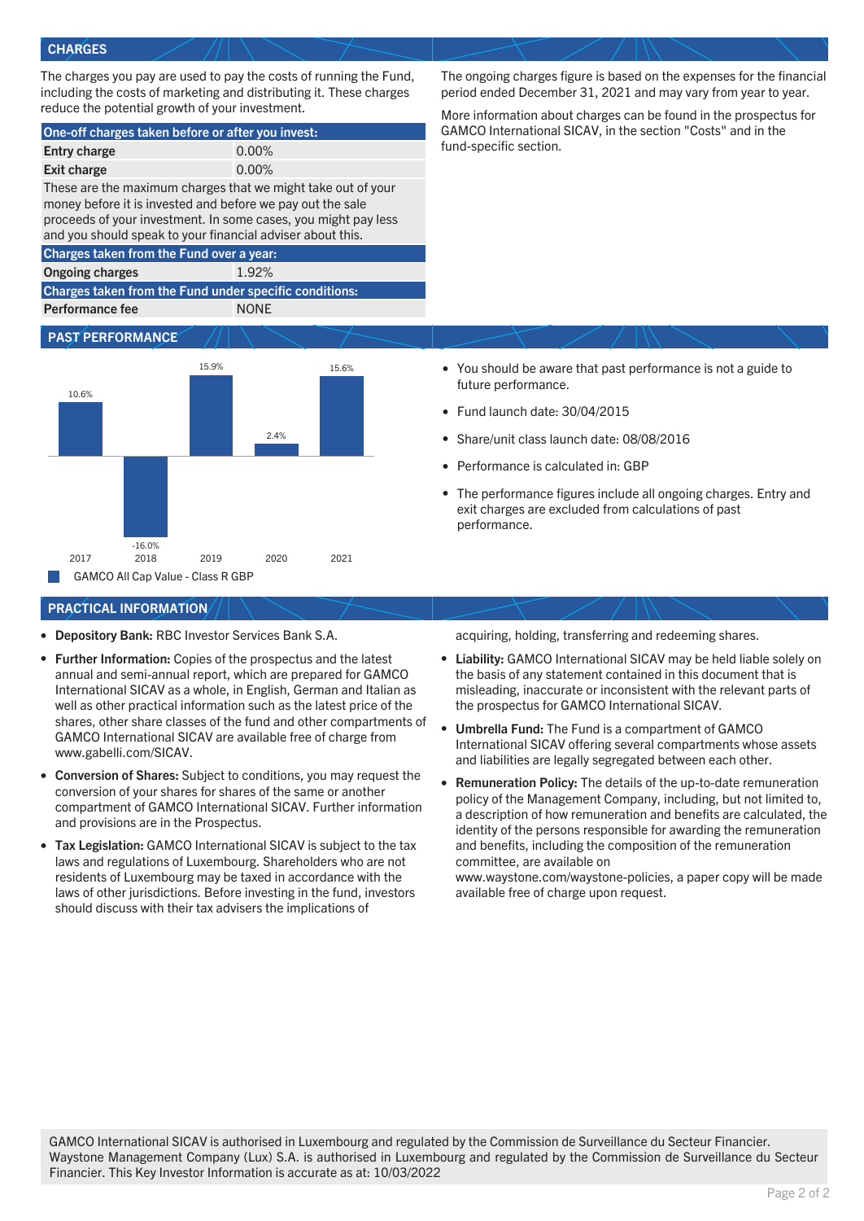## CHARGES

The charges you pay are used to pay the costs of running the Fund, including the costs of marketing and distributing it. These charges reduce the potential growth of your investment.

| One-off charges taken before or after you invest: | |
|---|---|
| **Entry charge** | 0.00% |
| **Exit charge** | 0.00% |
| These are the maximum charges that we might take out of your money before it is invested and before we pay out the sale proceeds of your investment. In some cases, you might pay less and you should speak to your financial adviser about this. | |
| **Charges taken from the Fund over a year:** | |
| **Ongoing charges** | 1.92% |
| **Charges taken from the Fund under specific conditions:** | |
| **Performance fee** | NONE |

The ongoing charges figure is based on the expenses for the financial period ended December 31, 2021 and may vary from year to year.

More information about charges can be found in the prospectus for GAMCO International SICAV, in the section "Costs" and in the fund-specific section.

## PAST PERFORMANCE

10.6%
-16.0%
15.9%
2.4%
15.6%

2017 2018 2019 2020 2021

GAMCO All Cap Value - Class R GBP

- You should be aware that past performance is not a guide to future performance.
- Fund launch date: 30/04/2015
- Share/unit class launch date: 08/08/2016
- Performance is calculated in: GBP
- The performance figures include all ongoing charges. Entry and exit charges are excluded from calculations of past performance.

## PRACTICAL INFORMATION

- **Depository Bank:** RBC Investor Services Bank S.A.
- **Further Information:** Copies of the prospectus and the latest annual and semi-annual report, which are prepared for GAMCO International SICAV as a whole, in English, German and Italian as well as other practical information such as the latest price of the shares, other share classes of the fund and other compartments of GAMCO International SICAV are available free of charge from www.gabelli.com/SICAV.
- **Conversion of Shares:** Subject to conditions, you may request the conversion of your shares for shares of the same or another compartment of GAMCO International SICAV. Further information and provisions are in the Prospectus.
- **Tax Legislation:** GAMCO International SICAV is subject to the tax laws and regulations of Luxembourg. Shareholders who are not residents of Luxembourg may be taxed in accordance with the laws of other jurisdictions. Before investing in the fund, investors should discuss with their tax advisers the implications of acquiring, holding, transferring and redeeming shares.
- **Liability:** GAMCO International SICAV may be held liable solely on the basis of any statement contained in this document that is misleading, inaccurate or inconsistent with the relevant parts of the prospectus for GAMCO International SICAV.
- **Umbrella Fund:** The Fund is a compartment of GAMCO International SICAV offering several compartments whose assets and liabilities are legally segregated between each other.
- **Remuneration Policy:** The details of the up-to-date remuneration policy of the Management Company, including, but not limited to, a description of how remuneration and benefits are calculated, the identity of the persons responsible for awarding the remuneration and benefits, including the composition of the remuneration committee, are available on www.waystone.com/waystone-policies, a paper copy will be made available free of charge upon request.

GAMCO International SICAV is authorised in Luxembourg and regulated by the Commission de Surveillance du Secteur Financier. Waystone Management Company (Lux) S.A. is authorised in Luxembourg and regulated by the Commission de Surveillance du Secteur Financier. This Key Investor Information is accurate as at: 10/03/2022